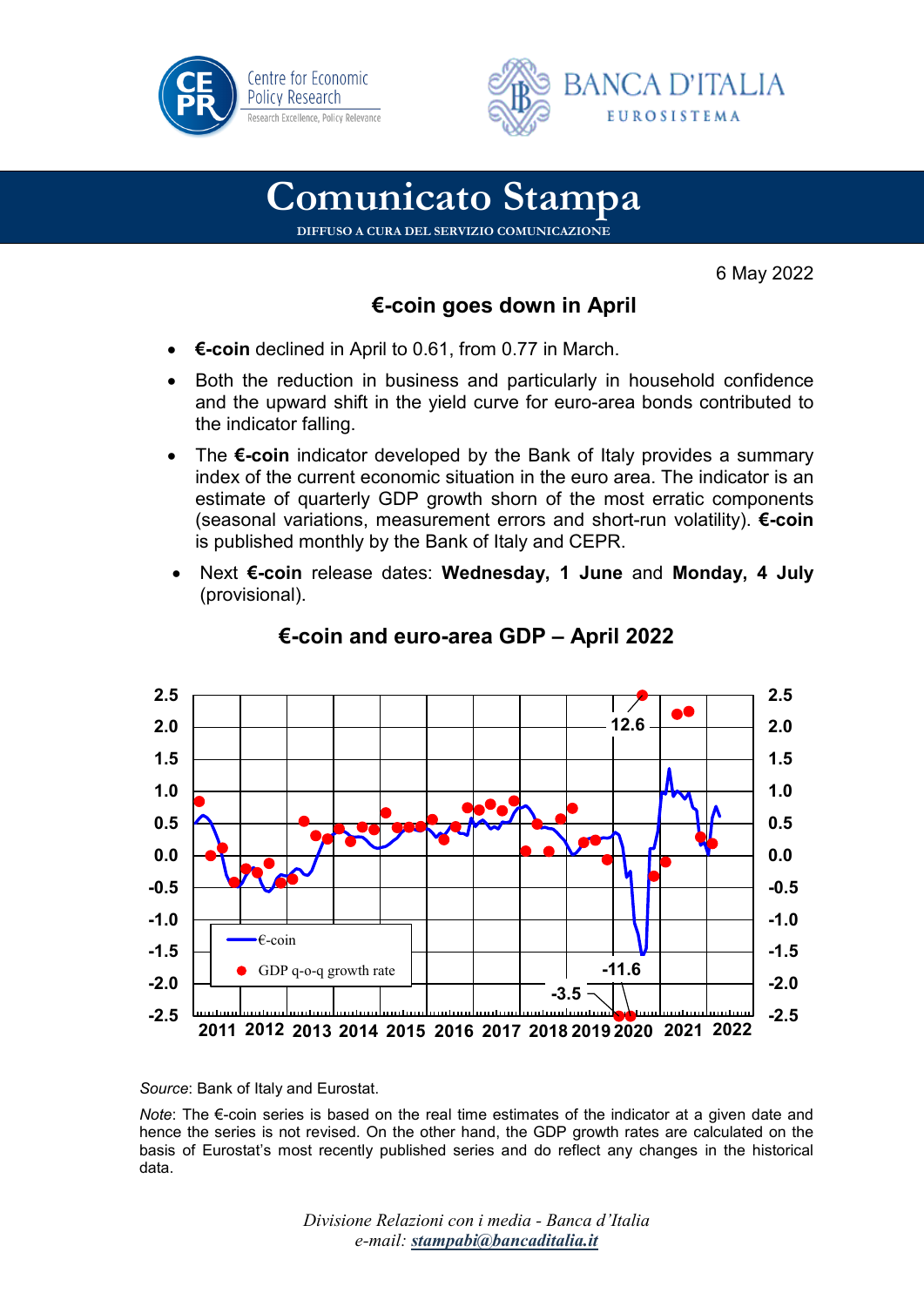# Comunicato Stampa

DIFFUSO A CURA DEL SERVIZIO COMUNICAZIONE

6 May 2022

## €-coin goes down in April

- **€-coin** declined in April to 0.61, from 0.77 in March.
- Both the reduction in business and particularly in household confidence and the upward shift in the yield curve for euro-area bonds contributed to the indicator falling.
- The **€-coin** indicator developed by the Bank of Italy provides a summary index of the current economic situation in the euro area. The indicator is an estimate of quarterly GDP growth shorn of the most erratic components (seasonal variations, measurement errors and short-run volatility). **€-coin** is published monthly by the Bank of Italy and CEPR.
- Next **€-coin** release dates: **Wednesday, 1 June** and **Monday, 4 July** (provisional).

### €-coin and euro-area GDP – April 2022

*Source*: Bank of Italy and Eurostat.

*Note*: The €-coin series is based on the real time estimates of the indicator at a given date and hence the series is not revised. On the other hand, the GDP growth rates are calculated on the basis of Eurostat's most recently published series and do reflect any changes in the historical data.

*Divisione Relazioni con i media - Banca d'Italia*
*e-mail: stampabi@bancaditalia.it*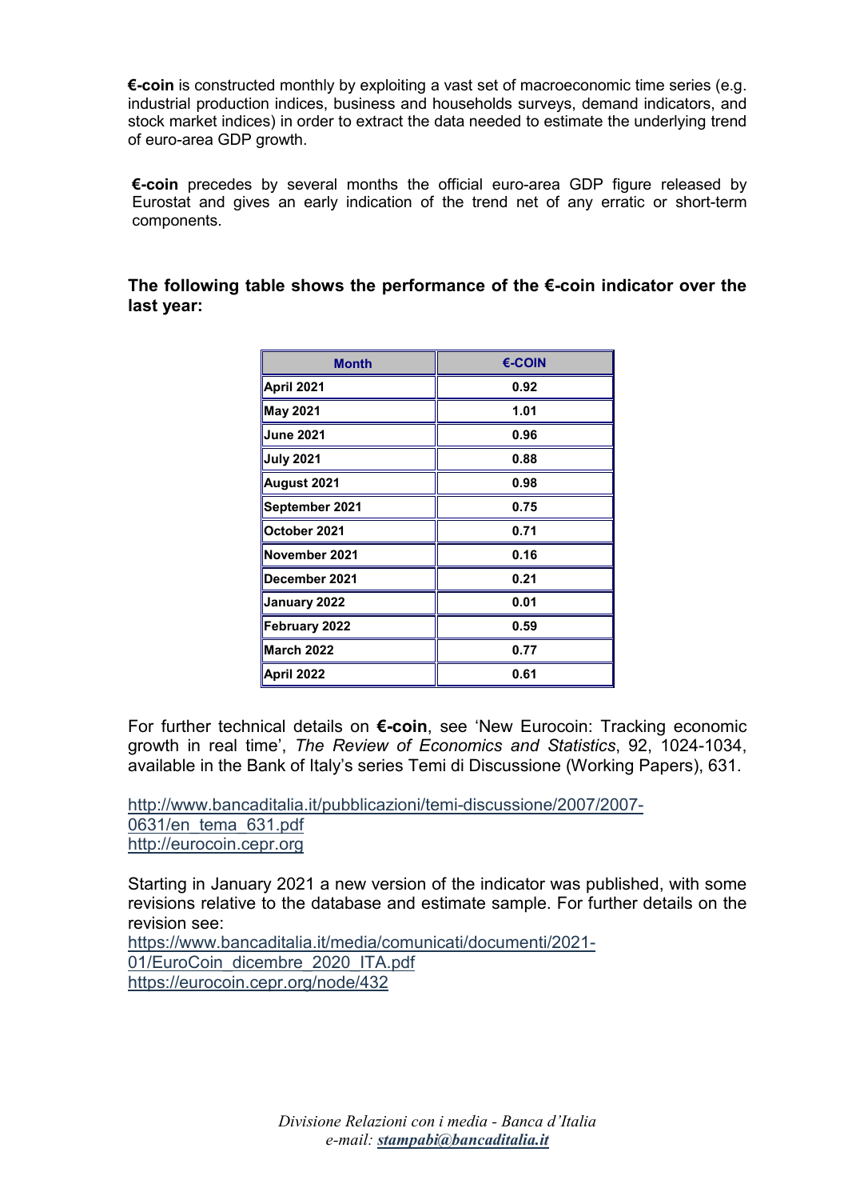**€-coin** is constructed monthly by exploiting a vast set of macroeconomic time series (e.g. industrial production indices, business and households surveys, demand indicators, and stock market indices) in order to extract the data needed to estimate the underlying trend of euro-area GDP growth.

**€-coin** precedes by several months the official euro-area GDP figure released by Eurostat and gives an early indication of the trend net of any erratic or short-term components.

**The following table shows the performance of the €-coin indicator over the last year:**

| Month | €-COIN |
|---|---|
| April 2021 | 0.92 |
| May 2021 | 1.01 |
| June 2021 | 0.96 |
| July 2021 | 0.88 |
| August 2021 | 0.98 |
| September 2021 | 0.75 |
| October 2021 | 0.71 |
| November 2021 | 0.16 |
| December 2021 | 0.21 |
| January 2022 | 0.01 |
| February 2022 | 0.59 |
| March 2022 | 0.77 |
| April 2022 | 0.61 |

For further technical details on **€-coin**, see 'New Eurocoin: Tracking economic growth in real time', *The Review of Economics and Statistics*, 92, 1024-1034, available in the Bank of Italy's series Temi di Discussione (Working Papers), 631.

http://www.bancaditalia.it/pubblicazioni/temi-discussione/2007/2007-0631/en_tema_631.pdf
http://eurocoin.cepr.org

Starting in January 2021 a new version of the indicator was published, with some revisions relative to the database and estimate sample. For further details on the revision see:
https://www.bancaditalia.it/media/comunicati/documenti/2021-01/EuroCoin_dicembre_2020_ITA.pdf
https://eurocoin.cepr.org/node/432

*Divisione Relazioni con i media - Banca d'Italia*
*e-mail: stampabi@bancaditalia.it*